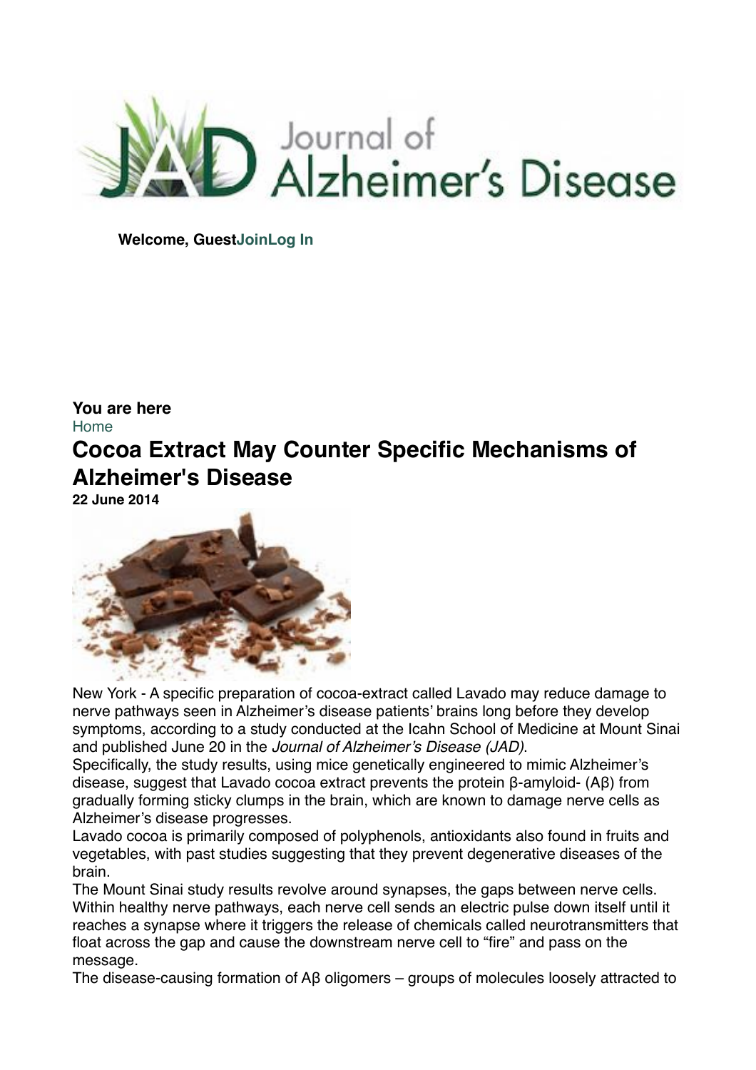Welcome, GuestJoinLog In

**You are here**
Home

# Cocoa Extract May Counter Specific Mechanisms of Alzheimer's Disease

**22 June 2014**

New York - A specific preparation of cocoa-extract called Lavado may reduce damage to nerve pathways seen in Alzheimer's disease patients' brains long before they develop symptoms, according to a study conducted at the Icahn School of Medicine at Mount Sinai and published June 20 in the *Journal of Alzheimer's Disease (JAD)*.

Specifically, the study results, using mice genetically engineered to mimic Alzheimer's disease, suggest that Lavado cocoa extract prevents the protein β-amyloid- (Aβ) from gradually forming sticky clumps in the brain, which are known to damage nerve cells as Alzheimer's disease progresses.

Lavado cocoa is primarily composed of polyphenols, antioxidants also found in fruits and vegetables, with past studies suggesting that they prevent degenerative diseases of the brain.

The Mount Sinai study results revolve around synapses, the gaps between nerve cells. Within healthy nerve pathways, each nerve cell sends an electric pulse down itself until it reaches a synapse where it triggers the release of chemicals called neurotransmitters that float across the gap and cause the downstream nerve cell to "fire" and pass on the message.

The disease-causing formation of Aβ oligomers – groups of molecules loosely attracted to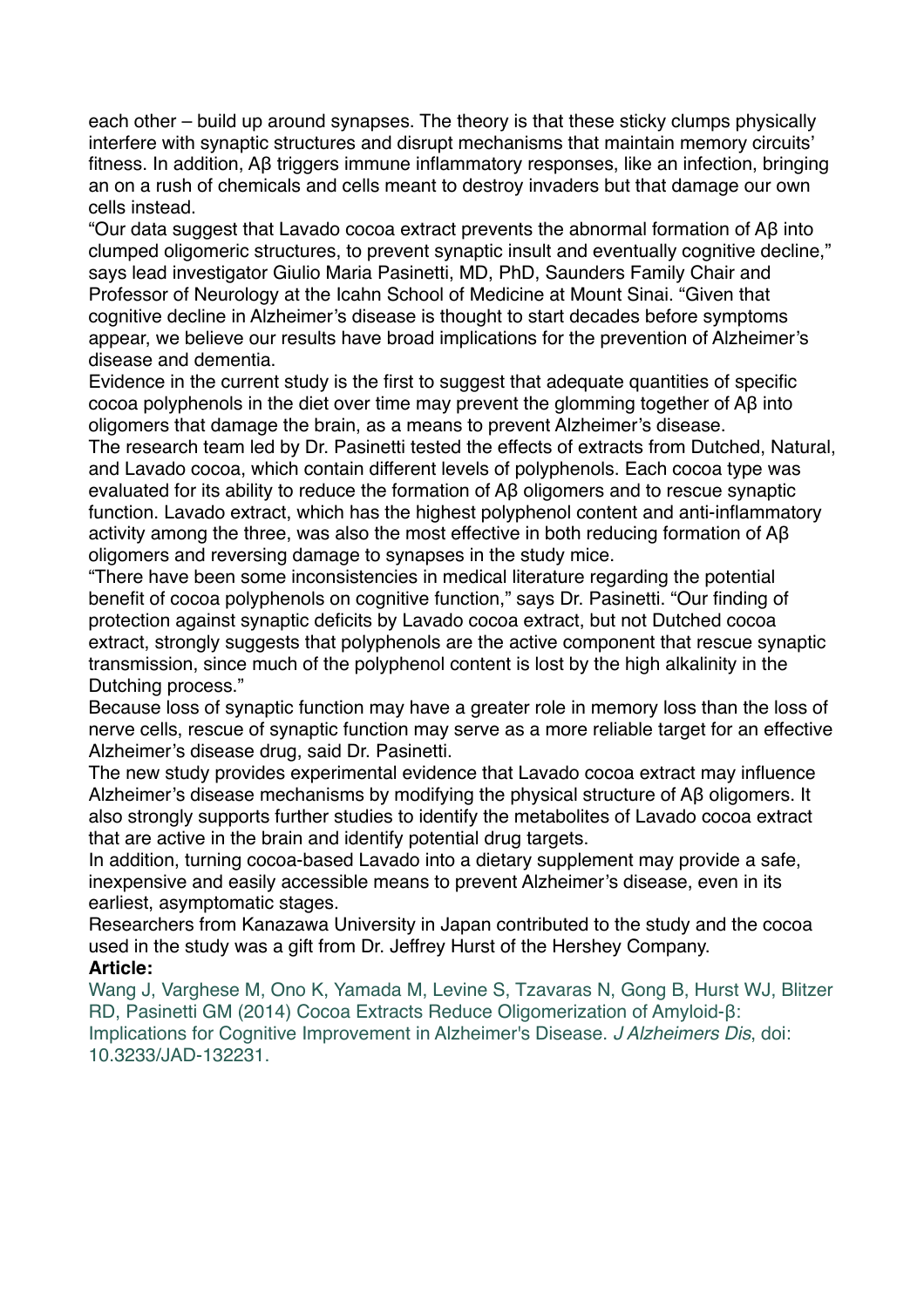each other – build up around synapses. The theory is that these sticky clumps physically interfere with synaptic structures and disrupt mechanisms that maintain memory circuits' fitness. In addition, Aβ triggers immune inflammatory responses, like an infection, bringing an on a rush of chemicals and cells meant to destroy invaders but that damage our own cells instead.

"Our data suggest that Lavado cocoa extract prevents the abnormal formation of Aβ into clumped oligomeric structures, to prevent synaptic insult and eventually cognitive decline," says lead investigator Giulio Maria Pasinetti, MD, PhD, Saunders Family Chair and Professor of Neurology at the Icahn School of Medicine at Mount Sinai. "Given that cognitive decline in Alzheimer's disease is thought to start decades before symptoms appear, we believe our results have broad implications for the prevention of Alzheimer's disease and dementia.

Evidence in the current study is the first to suggest that adequate quantities of specific cocoa polyphenols in the diet over time may prevent the glomming together of Aβ into oligomers that damage the brain, as a means to prevent Alzheimer's disease.

The research team led by Dr. Pasinetti tested the effects of extracts from Dutched, Natural, and Lavado cocoa, which contain different levels of polyphenols. Each cocoa type was evaluated for its ability to reduce the formation of Aβ oligomers and to rescue synaptic function. Lavado extract, which has the highest polyphenol content and anti-inflammatory activity among the three, was also the most effective in both reducing formation of Aβ oligomers and reversing damage to synapses in the study mice.

"There have been some inconsistencies in medical literature regarding the potential benefit of cocoa polyphenols on cognitive function," says Dr. Pasinetti. "Our finding of protection against synaptic deficits by Lavado cocoa extract, but not Dutched cocoa extract, strongly suggests that polyphenols are the active component that rescue synaptic transmission, since much of the polyphenol content is lost by the high alkalinity in the Dutching process."

Because loss of synaptic function may have a greater role in memory loss than the loss of nerve cells, rescue of synaptic function may serve as a more reliable target for an effective Alzheimer's disease drug, said Dr. Pasinetti.

The new study provides experimental evidence that Lavado cocoa extract may influence Alzheimer's disease mechanisms by modifying the physical structure of Aβ oligomers. It also strongly supports further studies to identify the metabolites of Lavado cocoa extract that are active in the brain and identify potential drug targets.

In addition, turning cocoa-based Lavado into a dietary supplement may provide a safe, inexpensive and easily accessible means to prevent Alzheimer's disease, even in its earliest, asymptomatic stages.

Researchers from Kanazawa University in Japan contributed to the study and the cocoa used in the study was a gift from Dr. Jeffrey Hurst of the Hershey Company.

**Article:**

Wang J, Varghese M, Ono K, Yamada M, Levine S, Tzavaras N, Gong B, Hurst WJ, Blitzer RD, Pasinetti GM (2014) Cocoa Extracts Reduce Oligomerization of Amyloid-β: Implications for Cognitive Improvement in Alzheimer's Disease. *J Alzheimers Dis*, doi: 10.3233/JAD-132231.